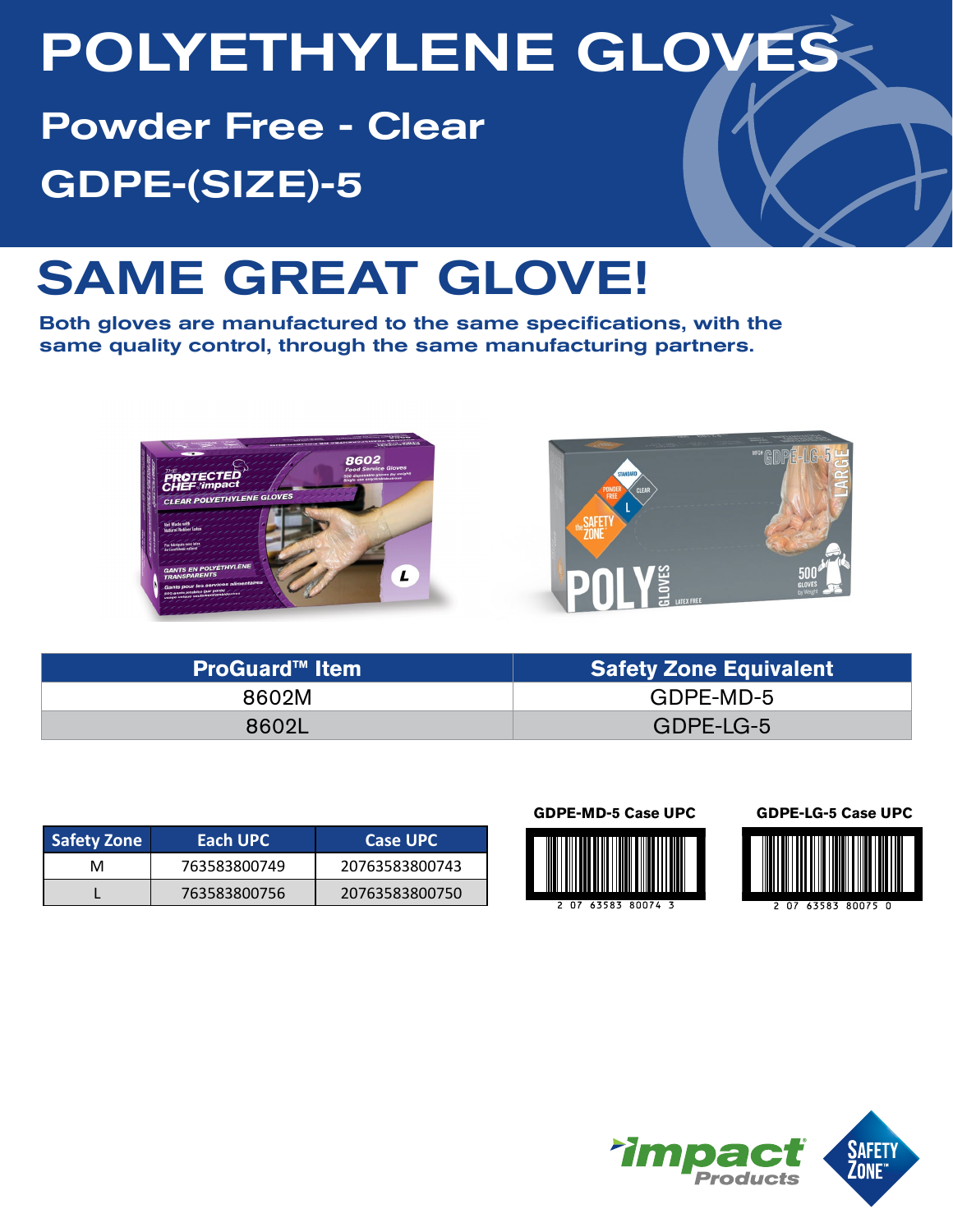# POLYETHYLENE GLOVES

## Powder Free - Clear

## GDPE-(SIZE)-5

# SAME GREAT GLOVE!

**Both gloves are manufactured to the same specifications, with the same quality control, through the same manufacturing partners.**

| ProGuard™ Item | Safety Zone Equivalent |
| --- | --- |
| 8602M | GDPE-MD-5 |
| 8602L | GDPE-LG-5 |

| Safety Zone | Each UPC | Case UPC |
| --- | --- | --- |
| M | 763583800749 | 20763583800743 |
| L | 763583800756 | 20763583800750 |

**GDPE-MD-5 Case UPC**

2 07 63583 80074 3

**GDPE-LG-5 Case UPC**

2 07 63583 80075 0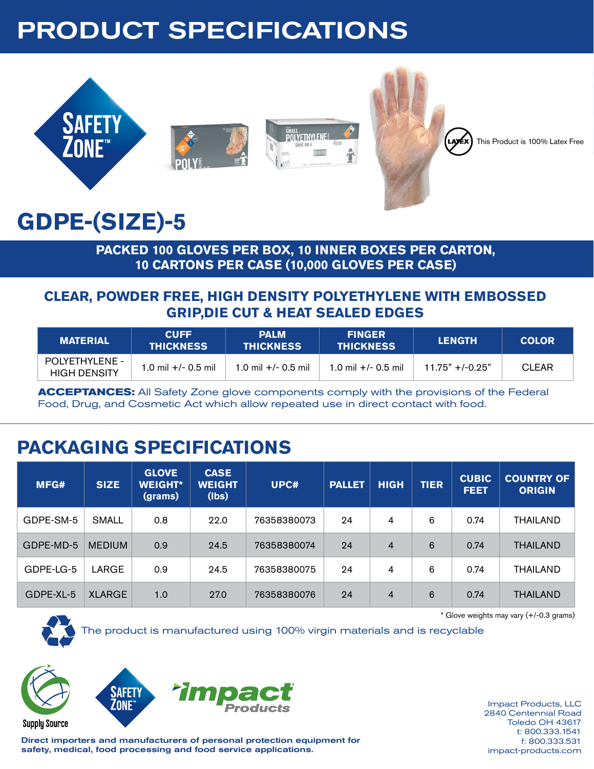# PRODUCT SPECIFICATIONS

This Product is 100% Latex Free

## GDPE-(SIZE)-5

**PACKED 100 GLOVES PER BOX, 10 INNER BOXES PER CARTON, 10 CARTONS PER CASE (10,000 GLOVES PER CASE)**

### CLEAR, POWDER FREE, HIGH DENSITY POLYETHYLENE WITH EMBOSSED GRIP,DIE CUT & HEAT SEALED EDGES

| MATERIAL | CUFF THICKNESS | PALM THICKNESS | FINGER THICKNESS | LENGTH | COLOR |
|---|---|---|---|---|---|
| POLYETHYLENE - HIGH DENSITY | 1.0 mil +/- 0.5 mil | 1.0 mil +/- 0.5 mil | 1.0 mil +/- 0.5 mil | 11.75" +/-0.25" | CLEAR |

**ACCEPTANCES:** All Safety Zone glove components comply with the provisions of the Federal Food, Drug, and Cosmetic Act which allow repeated use in direct contact with food.

## PACKAGING SPECIFICATIONS

| MFG# | SIZE | GLOVE WEIGHT* (grams) | CASE WEIGHT (lbs) | UPC# | PALLET | HIGH | TIER | CUBIC FEET | COUNTRY OF ORIGIN |
|---|---|---|---|---|---|---|---|---|---|
| GDPE-SM-5 | SMALL | 0.8 | 22.0 | 76358380073 | 24 | 4 | 6 | 0.74 | THAILAND |
| GDPE-MD-5 | MEDIUM | 0.9 | 24.5 | 76358380074 | 24 | 4 | 6 | 0.74 | THAILAND |
| GDPE-LG-5 | LARGE | 0.9 | 24.5 | 76358380075 | 24 | 4 | 6 | 0.74 | THAILAND |
| GDPE-XL-5 | XLARGE | 1.0 | 27.0 | 76358380076 | 24 | 4 | 6 | 0.74 | THAILAND |

\* Glove weights may vary (+/-0.3 grams)

The product is manufactured using 100% virgin materials and is recyclable

**Direct importers and manufacturers of personal protection equipment for safety, medical, food processing and food service applications.**

Impact Products, LLC
2840 Centennial Road
Toledo OH 43617
t: 800.333.1541
f: 800.333.531
impact-products.com